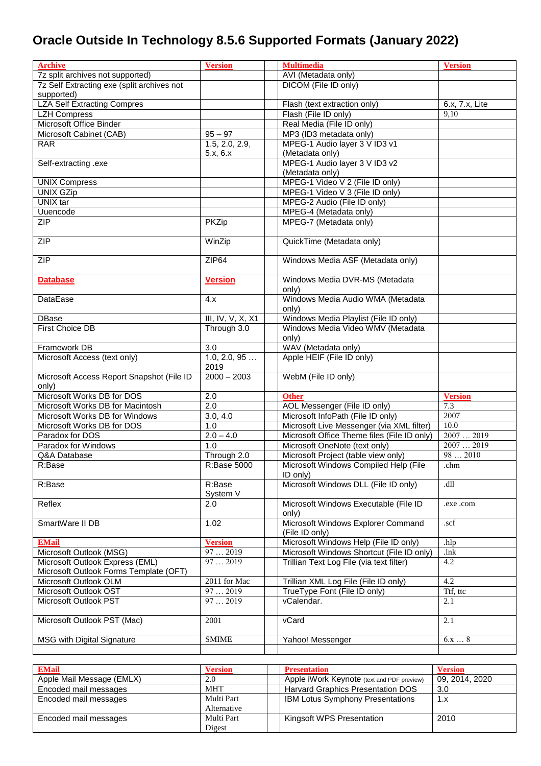# Oracle Outside In Technology 8.5.6 Supported Formats (January 2022)

| Archive | Version | | Multimedia | Version |
|---|---|---|---|---|
| 7z split archives not supported) | | | AVI (Metadata only) | |
| 7z Self Extracting exe (split archives not supported) | | | DICOM (File ID only) | |
| LZA Self Extracting Compres | | | Flash (text extraction only) | 6.x, 7.x, Lite |
| LZH Compress | | | Flash (File ID only) | 9,10 |
| Microsoft Office Binder | | | Real Media (File ID only) | |
| Microsoft Cabinet (CAB) | 95 – 97 | | MP3 (ID3 metadata only) | |
| RAR | 1.5, 2.0, 2.9, 5.x, 6.x | | MPEG-1 Audio layer 3 V ID3 v1 (Metadata only) | |
| Self-extracting .exe | | | MPEG-1 Audio layer 3 V ID3 v2 (Metadata only) | |
| UNIX Compress | | | MPEG-1 Video V 2 (File ID only) | |
| UNIX GZip | | | MPEG-1 Video V 3 (File ID only) | |
| UNIX tar | | | MPEG-2 Audio (File ID only) | |
| Uuencode | | | MPEG-4 (Metadata only) | |
| ZIP | PKZip | | MPEG-7 (Metadata only) | |
| ZIP | WinZip | | QuickTime (Metadata only) | |
| ZIP | ZIP64 | | Windows Media ASF (Metadata only) | |
| **Database** | **Version** | | Windows Media DVR-MS (Metadata only) | |
| DataEase | 4.x | | Windows Media Audio WMA (Metadata only) | |
| DBase | III, IV, V, X, X1 | | Windows Media Playlist (File ID only) | |
| First Choice DB | Through 3.0 | | Windows Media Video WMV (Metadata only) | |
| Framework DB | 3.0 | | WAV (Metadata only) | |
| Microsoft Access (text only) | 1.0, 2.0, 95 … 2019 | | Apple HEIF (File ID only) | |
| Microsoft Access Report Snapshot (File ID only) | 2000 – 2003 | | WebM (File ID only) | |
| Microsoft Works DB for DOS | 2.0 | | **Other** | **Version** |
| Microsoft Works DB for Macintosh | 2.0 | | AOL Messenger (File ID only) | 7.3 |
| Microsoft Works DB for Windows | 3.0, 4.0 | | Microsoft InfoPath (File ID only) | 2007 |
| Microsoft Works DB for DOS | 1.0 | | Microsoft Live Messenger (via XML filter) | 10.0 |
| Paradox for DOS | 2.0 – 4.0 | | Microsoft Office Theme files (File ID only) | 2007 … 2019 |
| Paradox for Windows | 1.0 | | Microsoft OneNote (text only) | 2007 … 2019 |
| Q&A Database | Through 2.0 | | Microsoft Project (table view only) | 98 … 2010 |
| R:Base | R:Base 5000 | | Microsoft Windows Compiled Help (File ID only) | .chm |
| R:Base | R:Base System V | | Microsoft Windows DLL (File ID only) | .dll |
| Reflex | 2.0 | | Microsoft Windows Executable (File ID only) | .exe .com |
| SmartWare II DB | 1.02 | | Microsoft Windows Explorer Command (File ID only) | .scf |
| **EMail** | **Version** | | Microsoft Windows Help (File ID only) | .hlp |
| Microsoft Outlook (MSG) | 97 … 2019 | | Microsoft Windows Shortcut (File ID only) | .lnk |
| Microsoft Outlook Express (EML) Microsoft Outlook Forms Template (OFT) | 97 … 2019 | | Trillian Text Log File (via text filter) | 4.2 |
| Microsoft Outlook OLM | 2011 for Mac | | Trillian XML Log File (File ID only) | 4.2 |
| Microsoft Outlook OST | 97 … 2019 | | TrueType Font (File ID only) | Ttf, ttc |
| Microsoft Outlook PST | 97 … 2019 | | vCalendar. | 2.1 |
| Microsoft Outlook PST (Mac) | 2001 | | vCard | 2.1 |
| MSG with Digital Signature | SMIME | | Yahoo! Messenger | 6.x … 8 |
| | | | | |

| EMail | Version | | Presentation | Version |
|---|---|---|---|---|
| Apple Mail Message (EMLX) | 2.0 | | Apple iWork Keynote (text and PDF preview) | 09, 2014, 2020 |
| Encoded mail messages | MHT | | Harvard Graphics Presentation DOS | 3.0 |
| Encoded mail messages | Multi Part Alternative | | IBM Lotus Symphony Presentations | 1.x |
| Encoded mail messages | Multi Part Digest | | Kingsoft WPS Presentation | 2010 |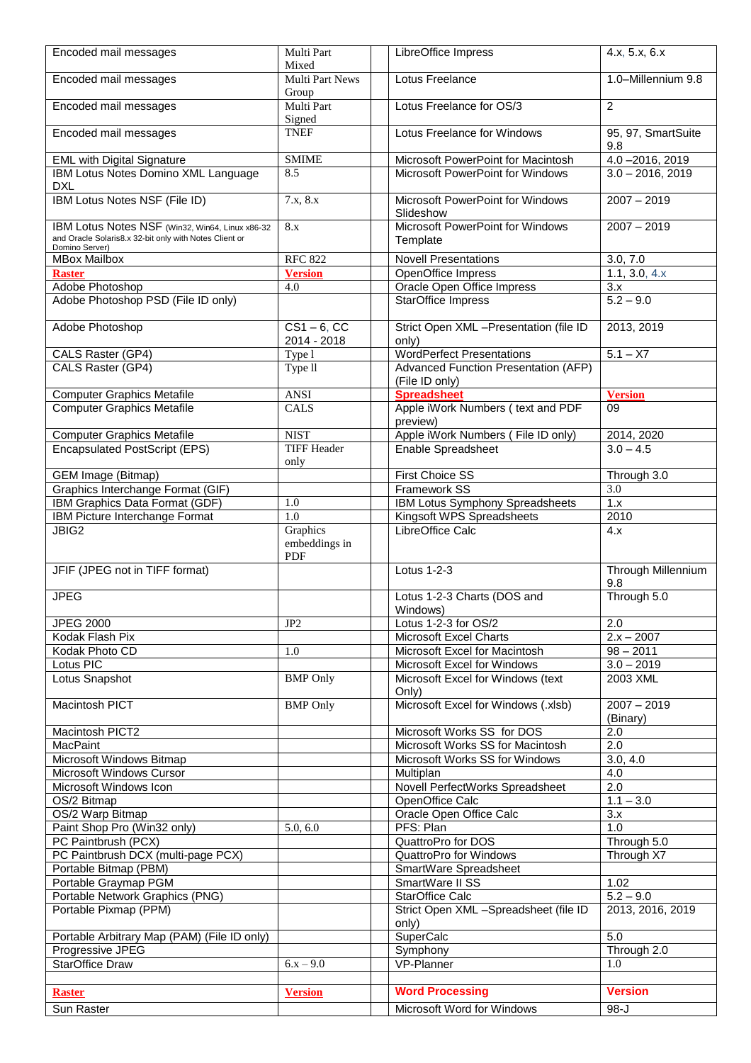| | | | | |
|---|---|---|---|---|
| Encoded mail messages | Multi Part Mixed | | LibreOffice Impress | 4.x, 5.x, 6.x |
| Encoded mail messages | Multi Part News Group | | Lotus Freelance | 1.0–Millennium 9.8 |
| Encoded mail messages | Multi Part Signed | | Lotus Freelance for OS/3 | 2 |
| Encoded mail messages | TNEF | | Lotus Freelance for Windows | 95, 97, SmartSuite 9.8 |
| EML with Digital Signature | SMIME | | Microsoft PowerPoint for Macintosh | 4.0 –2016, 2019 |
| IBM Lotus Notes Domino XML Language DXL | 8.5 | | Microsoft PowerPoint for Windows | 3.0 – 2016, 2019 |
| IBM Lotus Notes NSF (File ID) | 7.x, 8.x | | Microsoft PowerPoint for Windows Slideshow | 2007 – 2019 |
| IBM Lotus Notes NSF (Win32, Win64, Linux x86-32 and Oracle Solaris8.x 32-bit only with Notes Client or Domino Server) | 8.x | | Microsoft PowerPoint for Windows Template | 2007 – 2019 |
| MBox Mailbox | RFC 822 | | Novell Presentations | 3.0, 7.0 |
| **Raster** | **Version** | | OpenOffice Impress | 1.1, 3.0, 4.x |
| Adobe Photoshop | 4.0 | | Oracle Open Office Impress | 3.x |
| Adobe Photoshop PSD (File ID only) | | | StarOffice Impress | 5.2 – 9.0 |
| Adobe Photoshop | CS1 – 6, CC 2014 - 2018 | | Strict Open XML –Presentation (file ID only) | 2013, 2019 |
| CALS Raster (GP4) | Type I | | WordPerfect Presentations | 5.1 – X7 |
| CALS Raster (GP4) | Type II | | Advanced Function Presentation (AFP) (File ID only) | |
| Computer Graphics Metafile | ANSI | | **Spreadsheet** | **Version** |
| Computer Graphics Metafile | CALS | | Apple iWork Numbers ( text and PDF preview) | 09 |
| Computer Graphics Metafile | NIST | | Apple iWork Numbers ( File ID only) | 2014, 2020 |
| Encapsulated PostScript (EPS) | TIFF Header only | | Enable Spreadsheet | 3.0 – 4.5 |
| GEM Image (Bitmap) | | | First Choice SS | Through 3.0 |
| Graphics Interchange Format (GIF) | | | Framework SS | 3.0 |
| IBM Graphics Data Format (GDF) | 1.0 | | IBM Lotus Symphony Spreadsheets | 1.x |
| IBM Picture Interchange Format | 1.0 | | Kingsoft WPS Spreadsheets | 2010 |
| JBIG2 | Graphics embeddings in PDF | | LibreOffice Calc | 4.x |
| JFIF (JPEG not in TIFF format) | | | Lotus 1-2-3 | Through Millennium 9.8 |
| JPEG | | | Lotus 1-2-3 Charts (DOS and Windows) | Through 5.0 |
| JPEG 2000 | JP2 | | Lotus 1-2-3 for OS/2 | 2.0 |
| Kodak Flash Pix | | | Microsoft Excel Charts | 2.x – 2007 |
| Kodak Photo CD | 1.0 | | Microsoft Excel for Macintosh | 98 – 2011 |
| Lotus PIC | | | Microsoft Excel for Windows | 3.0 – 2019 |
| Lotus Snapshot | BMP Only | | Microsoft Excel for Windows (text Only) | 2003 XML |
| Macintosh PICT | BMP Only | | Microsoft Excel for Windows (.xlsb) | 2007 – 2019 (Binary) |
| Macintosh PICT2 | | | Microsoft Works SS for DOS | 2.0 |
| MacPaint | | | Microsoft Works SS for Macintosh | 2.0 |
| Microsoft Windows Bitmap | | | Microsoft Works SS for Windows | 3.0, 4.0 |
| Microsoft Windows Cursor | | | Multiplan | 4.0 |
| Microsoft Windows Icon | | | Novell PerfectWorks Spreadsheet | 2.0 |
| OS/2 Bitmap | | | OpenOffice Calc | 1.1 – 3.0 |
| OS/2 Warp Bitmap | | | Oracle Open Office Calc | 3.x |
| Paint Shop Pro (Win32 only) | 5.0, 6.0 | | PFS: Plan | 1.0 |
| PC Paintbrush (PCX) | | | QuattroPro for DOS | Through 5.0 |
| PC Paintbrush DCX (multi-page PCX) | | | QuattroPro for Windows | Through X7 |
| Portable Bitmap (PBM) | | | SmartWare Spreadsheet | |
| Portable Graymap PGM | | | SmartWare II SS | 1.02 |
| Portable Network Graphics (PNG) | | | StarOffice Calc | 5.2 – 9.0 |
| Portable Pixmap (PPM) | | | Strict Open XML –Spreadsheet (file ID only) | 2013, 2016, 2019 |
| Portable Arbitrary Map (PAM) (File ID only) | | | SuperCalc | 5.0 |
| Progressive JPEG | | | Symphony | Through 2.0 |
| StarOffice Draw | 6.x – 9.0 | | VP-Planner | 1.0 |
| | | | | |
| **Raster** | **Version** | | **Word Processing** | **Version** |
| Sun Raster | | | Microsoft Word for Windows | 98-J |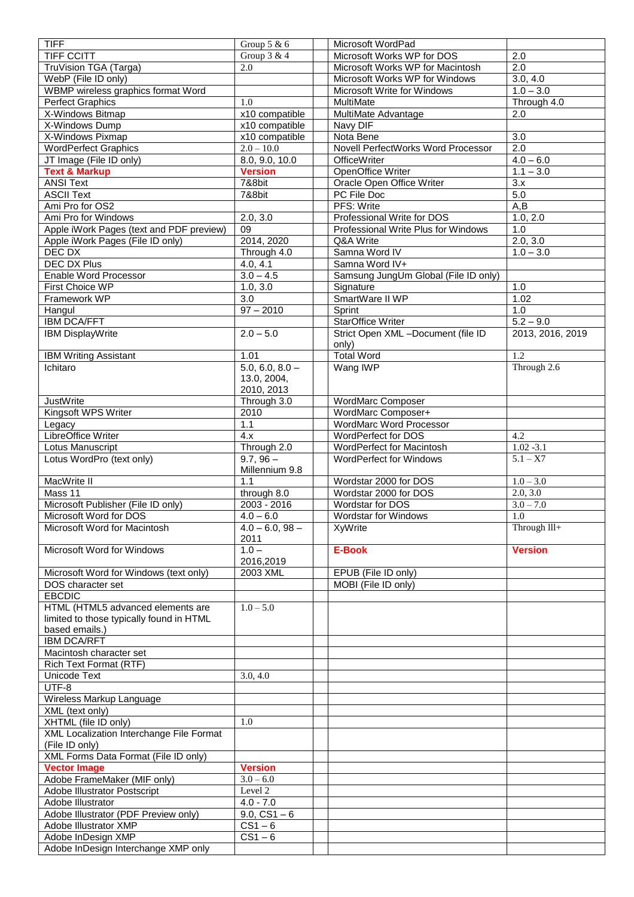| | | | | |
|---|---|---|---|---|
| TIFF | Group 5 & 6 | | Microsoft WordPad | |
| TIFF CCITT | Group 3 & 4 | | Microsoft Works WP for DOS | 2.0 |
| TruVision TGA (Targa) | 2.0 | | Microsoft Works WP for Macintosh | 2.0 |
| WebP (File ID only) | | | Microsoft Works WP for Windows | 3.0, 4.0 |
| WBMP wireless graphics format Word | | | Microsoft Write for Windows | 1.0 – 3.0 |
| Perfect Graphics | 1.0 | | MultiMate | Through 4.0 |
| X-Windows Bitmap | x10 compatible | | MultiMate Advantage | 2.0 |
| X-Windows Dump | x10 compatible | | Navy DIF | |
| X-Windows Pixmap | x10 compatible | | Nota Bene | 3.0 |
| WordPerfect Graphics | 2.0 – 10.0 | | Novell PerfectWorks Word Processor | 2.0 |
| JT Image (File ID only) | 8.0, 9.0, 10.0 | | OfficeWriter | 4.0 – 6.0 |
| **Text & Markup** | **Version** | | OpenOffice Writer | 1.1 – 3.0 |
| ANSI Text | 7&8bit | | Oracle Open Office Writer | 3.x |
| ASCII Text | 7&8bit | | PC File Doc | 5.0 |
| Ami Pro for OS2 | | | PFS: Write | A,B |
| Ami Pro for Windows | 2.0, 3.0 | | Professional Write for DOS | 1.0, 2.0 |
| Apple iWork Pages (text and PDF preview) | 09 | | Professional Write Plus for Windows | 1.0 |
| Apple iWork Pages (File ID only) | 2014, 2020 | | Q&A Write | 2.0, 3.0 |
| DEC DX | Through 4.0 | | Samna Word IV | 1.0 – 3.0 |
| DEC DX Plus | 4.0, 4.1 | | Samna Word IV+ | |
| Enable Word Processor | 3.0 – 4.5 | | Samsung JungUm Global (File ID only) | |
| First Choice WP | 1.0, 3.0 | | Signature | 1.0 |
| Framework WP | 3.0 | | SmartWare II WP | 1.02 |
| Hangul | 97 – 2010 | | Sprint | 1.0 |
| IBM DCA/FFT | | | StarOffice Writer | 5.2 – 9.0 |
| IBM DisplayWrite | 2.0 – 5.0 | | Strict Open XML –Document (file ID only) | 2013, 2016, 2019 |
| IBM Writing Assistant | 1.01 | | Total Word | 1.2 |
| Ichitaro | 5.0, 6.0, 8.0 – 13.0, 2004, 2010, 2013 | | Wang IWP | Through 2.6 |
| JustWrite | Through 3.0 | | WordMarc Composer | |
| Kingsoft WPS Writer | 2010 | | WordMarc Composer+ | |
| Legacy | 1.1 | | WordMarc Word Processor | |
| LibreOffice Writer | 4.x | | WordPerfect for DOS | 4.2 |
| Lotus Manuscript | Through 2.0 | | WordPerfect for Macintosh | 1.02 -3.1 |
| Lotus WordPro (text only) | 9.7, 96 – Millennium 9.8 | | WordPerfect for Windows | 5.1 – X7 |
| MacWrite II | 1.1 | | Wordstar 2000 for DOS | 1.0 – 3.0 |
| Mass 11 | through 8.0 | | Wordstar 2000 for DOS | 2.0, 3.0 |
| Microsoft Publisher (File ID only) | 2003 - 2016 | | Wordstar for DOS | 3.0 – 7.0 |
| Microsoft Word for DOS | 4.0 – 6.0 | | Wordstar for Windows | 1.0 |
| Microsoft Word for Macintosh | 4.0 – 6.0, 98 – 2011 | | XyWrite | Through lll+ |
| Microsoft Word for Windows | 1.0 – 2016,2019 | | **E-Book** | **Version** |
| Microsoft Word for Windows (text only) | 2003 XML | | EPUB (File ID only) | |
| DOS character set | | | MOBI (File ID only) | |
| EBCDIC | | | | |
| HTML (HTML5 advanced elements are limited to those typically found in HTML based emails.) | 1.0 – 5.0 | | | |
| IBM DCA/RFT | | | | |
| Macintosh character set | | | | |
| Rich Text Format (RTF) | | | | |
| Unicode Text | 3.0, 4.0 | | | |
| UTF-8 | | | | |
| Wireless Markup Language | | | | |
| XML (text only) | | | | |
| XHTML (file ID only) | 1.0 | | | |
| XML Localization Interchange File Format (File ID only) | | | | |
| XML Forms Data Format (File ID only) | | | | |
| **Vector Image** | **Version** | | | |
| Adobe FrameMaker (MIF only) | 3.0 – 6.0 | | | |
| Adobe Illustrator Postscript | Level 2 | | | |
| Adobe Illustrator | 4.0 - 7.0 | | | |
| Adobe Illustrator (PDF Preview only) | 9.0, CS1 – 6 | | | |
| Adobe Illustrator XMP | CS1 – 6 | | | |
| Adobe InDesign XMP | CS1 – 6 | | | |
| Adobe InDesign Interchange XMP only | | | | |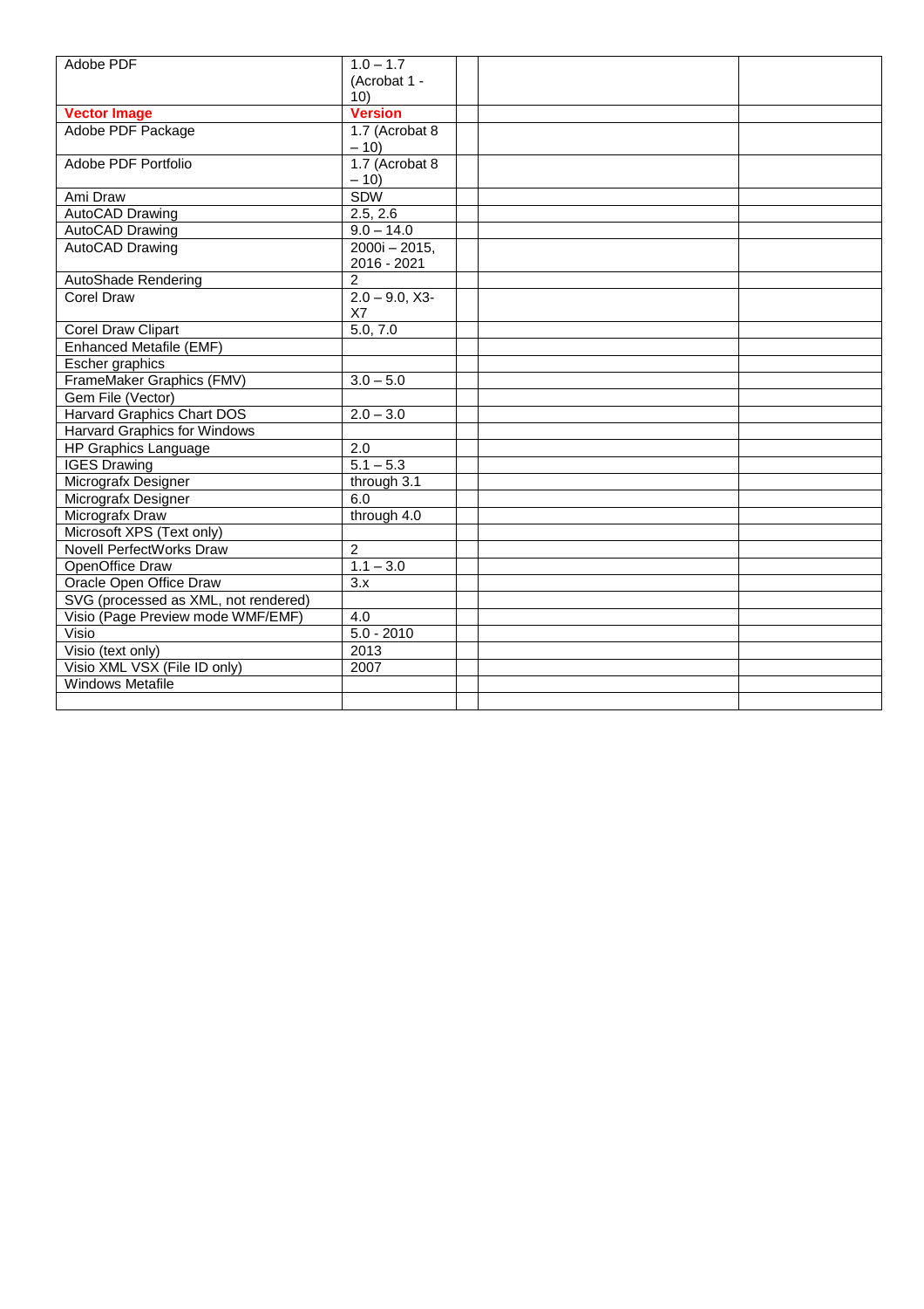| | | | | |
|---|---|---|---|---|
| Adobe PDF | 1.0 – 1.7 (Acrobat 1 - 10) | | | |
| **Vector Image** | **Version** | | | |
| Adobe PDF Package | 1.7 (Acrobat 8 – 10) | | | |
| Adobe PDF Portfolio | 1.7 (Acrobat 8 – 10) | | | |
| Ami Draw | SDW | | | |
| AutoCAD Drawing | 2.5, 2.6 | | | |
| AutoCAD Drawing | 9.0 – 14.0 | | | |
| AutoCAD Drawing | 2000i – 2015, 2016 - 2021 | | | |
| AutoShade Rendering | 2 | | | |
| Corel Draw | 2.0 – 9.0, X3-X7 | | | |
| Corel Draw Clipart | 5.0, 7.0 | | | |
| Enhanced Metafile (EMF) | | | | |
| Escher graphics | | | | |
| FrameMaker Graphics (FMV) | 3.0 – 5.0 | | | |
| Gem File (Vector) | | | | |
| Harvard Graphics Chart DOS | 2.0 – 3.0 | | | |
| Harvard Graphics for Windows | | | | |
| HP Graphics Language | 2.0 | | | |
| IGES Drawing | 5.1 – 5.3 | | | |
| Micrografx Designer | through 3.1 | | | |
| Micrografx Designer | 6.0 | | | |
| Micrografx Draw | through 4.0 | | | |
| Microsoft XPS (Text only) | | | | |
| Novell PerfectWorks Draw | 2 | | | |
| OpenOffice Draw | 1.1 – 3.0 | | | |
| Oracle Open Office Draw | 3.x | | | |
| SVG (processed as XML, not rendered) | | | | |
| Visio (Page Preview mode WMF/EMF) | 4.0 | | | |
| Visio | 5.0 - 2010 | | | |
| Visio (text only) | 2013 | | | |
| Visio XML VSX (File ID only) | 2007 | | | |
| Windows Metafile | | | | |
| | | | | |